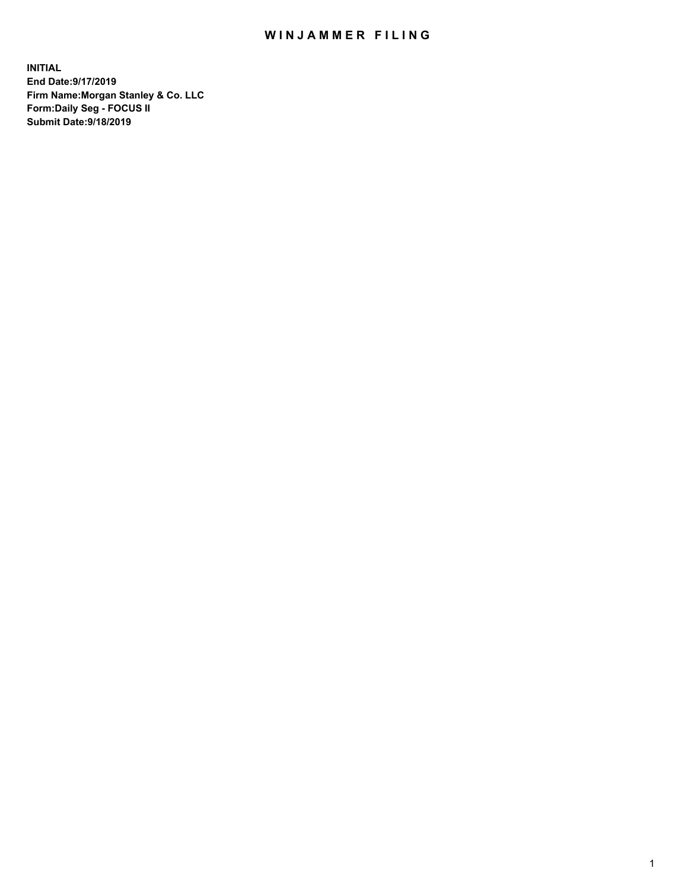# WINJAMMER FILING

**INITIAL**
**End Date:9/17/2019**
**Firm Name:Morgan Stanley & Co. LLC**
**Form:Daily Seg - FOCUS II**
**Submit Date:9/18/2019**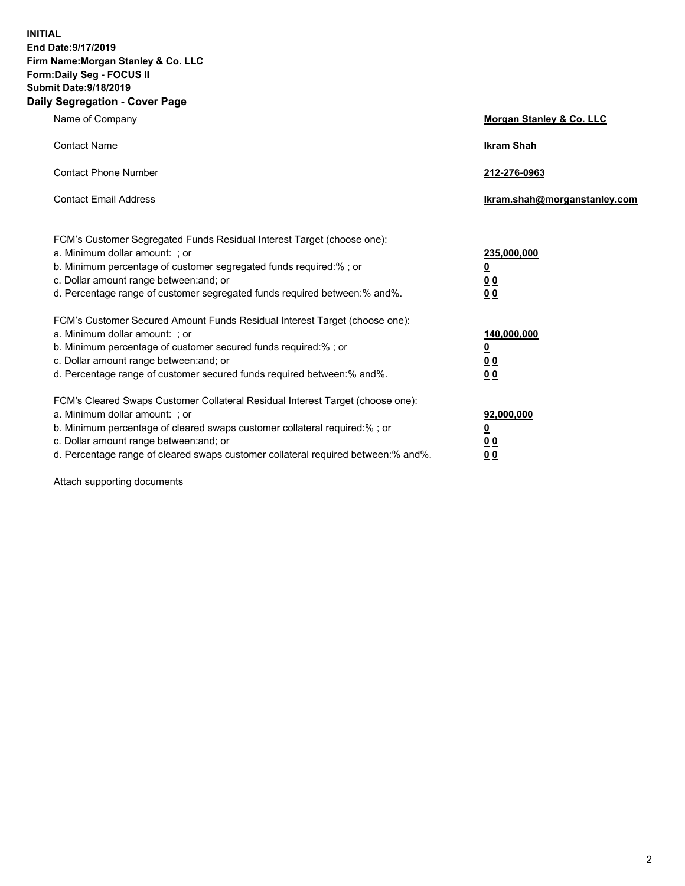**INITIAL**
**End Date:9/17/2019**
**Firm Name:Morgan Stanley & Co. LLC**
**Form:Daily Seg - FOCUS II**
**Submit Date:9/18/2019**
**Daily Segregation - Cover Page**

| | |
|---|---|
| Name of Company | **Morgan Stanley & Co. LLC** |
| Contact Name | **Ikram Shah** |
| Contact Phone Number | **212-276-0963** |
| Contact Email Address | **Ikram.shah@morganstanley.com** |

FCM's Customer Segregated Funds Residual Interest Target (choose one):

| | |
|---|---|
| a. Minimum dollar amount: ; or | **235,000,000** |
| b. Minimum percentage of customer segregated funds required:% ; or | **0** |
| c. Dollar amount range between:and; or | **0 0** |
| d. Percentage range of customer segregated funds required between:% and%. | **0 0** |

FCM's Customer Secured Amount Funds Residual Interest Target (choose one):

| | |
|---|---|
| a. Minimum dollar amount: ; or | **140,000,000** |
| b. Minimum percentage of customer secured funds required:% ; or | **0** |
| c. Dollar amount range between:and; or | **0 0** |
| d. Percentage range of customer secured funds required between:% and%. | **0 0** |

FCM's Cleared Swaps Customer Collateral Residual Interest Target (choose one):

| | |
|---|---|
| a. Minimum dollar amount: ; or | **92,000,000** |
| b. Minimum percentage of cleared swaps customer collateral required:% ; or | **0** |
| c. Dollar amount range between:and; or | **0 0** |
| d. Percentage range of cleared swaps customer collateral required between:% and%. | **0 0** |

Attach supporting documents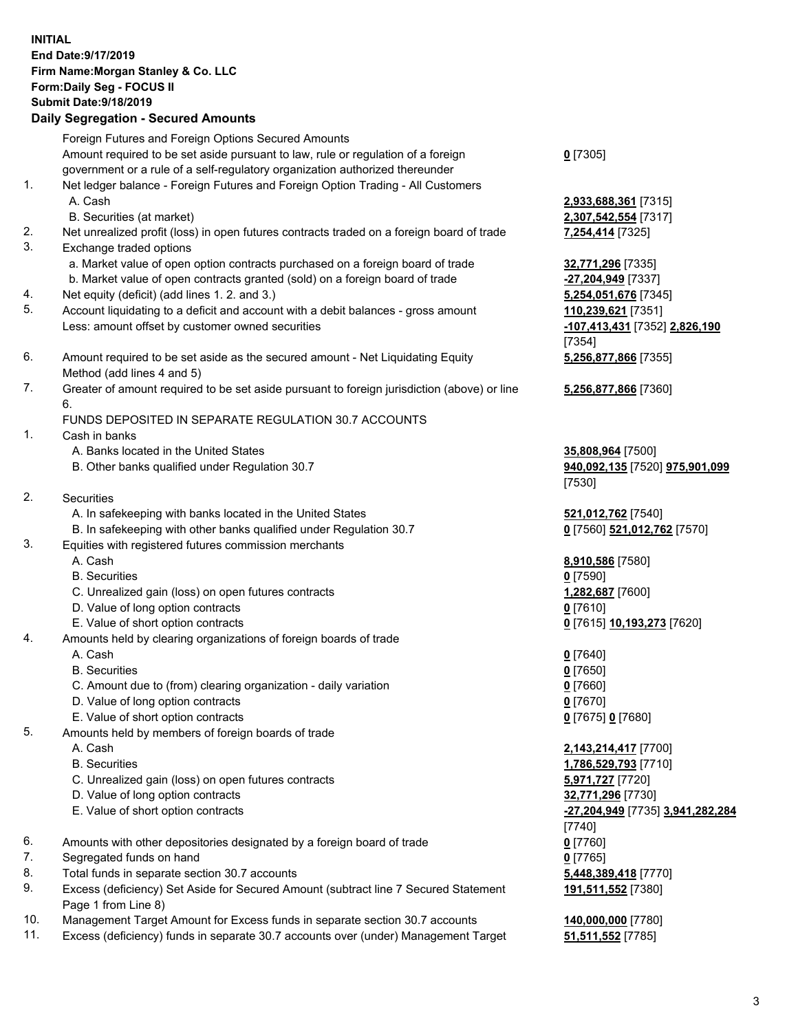**INITIAL**
**End Date:9/17/2019**
**Firm Name:Morgan Stanley & Co. LLC**
**Form:Daily Seg - FOCUS II**
**Submit Date:9/18/2019**

## Daily Segregation - Secured Amounts

| | | |
|---|---|---|
| | Foreign Futures and Foreign Options Secured Amounts | |
| | Amount required to be set aside pursuant to law, rule or regulation of a foreign government or a rule of a self-regulatory organization authorized thereunder | **0** [7305] |
| 1. | Net ledger balance - Foreign Futures and Foreign Option Trading - All Customers | |
| | A. Cash | **2,933,688,361** [7315] |
| | B. Securities (at market) | **2,307,542,554** [7317] |
| 2. | Net unrealized profit (loss) in open futures contracts traded on a foreign board of trade | **7,254,414** [7325] |
| 3. | Exchange traded options | |
| | a. Market value of open option contracts purchased on a foreign board of trade | **32,771,296** [7335] |
| | b. Market value of open contracts granted (sold) on a foreign board of trade | **-27,204,949** [7337] |
| 4. | Net equity (deficit) (add lines 1. 2. and 3.) | **5,254,051,676** [7345] |
| 5. | Account liquidating to a deficit and account with a debit balances - gross amount | **110,239,621** [7351] |
| | Less: amount offset by customer owned securities | **-107,413,431** [7352] **2,826,190** [7354] |
| 6. | Amount required to be set aside as the secured amount - Net Liquidating Equity Method (add lines 4 and 5) | **5,256,877,866** [7355] |
| 7. | Greater of amount required to be set aside pursuant to foreign jurisdiction (above) or line 6. | **5,256,877,866** [7360] |
| | FUNDS DEPOSITED IN SEPARATE REGULATION 30.7 ACCOUNTS | |
| 1. | Cash in banks | |
| | A. Banks located in the United States | **35,808,964** [7500] |
| | B. Other banks qualified under Regulation 30.7 | **940,092,135** [7520] **975,901,099** [7530] |
| 2. | Securities | |
| | A. In safekeeping with banks located in the United States | **521,012,762** [7540] |
| | B. In safekeeping with other banks qualified under Regulation 30.7 | **0** [7560] **521,012,762** [7570] |
| 3. | Equities with registered futures commission merchants | |
| | A. Cash | **8,910,586** [7580] |
| | B. Securities | **0** [7590] |
| | C. Unrealized gain (loss) on open futures contracts | **1,282,687** [7600] |
| | D. Value of long option contracts | **0** [7610] |
| | E. Value of short option contracts | **0** [7615] **10,193,273** [7620] |
| 4. | Amounts held by clearing organizations of foreign boards of trade | |
| | A. Cash | **0** [7640] |
| | B. Securities | **0** [7650] |
| | C. Amount due to (from) clearing organization - daily variation | **0** [7660] |
| | D. Value of long option contracts | **0** [7670] |
| | E. Value of short option contracts | **0** [7675] **0** [7680] |
| 5. | Amounts held by members of foreign boards of trade | |
| | A. Cash | **2,143,214,417** [7700] |
| | B. Securities | **1,786,529,793** [7710] |
| | C. Unrealized gain (loss) on open futures contracts | **5,971,727** [7720] |
| | D. Value of long option contracts | **32,771,296** [7730] |
| | E. Value of short option contracts | **-27,204,949** [7735] **3,941,282,284** [7740] |
| 6. | Amounts with other depositories designated by a foreign board of trade | **0** [7760] |
| 7. | Segregated funds on hand | **0** [7765] |
| 8. | Total funds in separate section 30.7 accounts | **5,448,389,418** [7770] |
| 9. | Excess (deficiency) Set Aside for Secured Amount (subtract line 7 Secured Statement Page 1 from Line 8) | **191,511,552** [7380] |
| 10. | Management Target Amount for Excess funds in separate section 30.7 accounts | **140,000,000** [7780] |
| 11. | Excess (deficiency) funds in separate 30.7 accounts over (under) Management Target | **51,511,552** [7785] |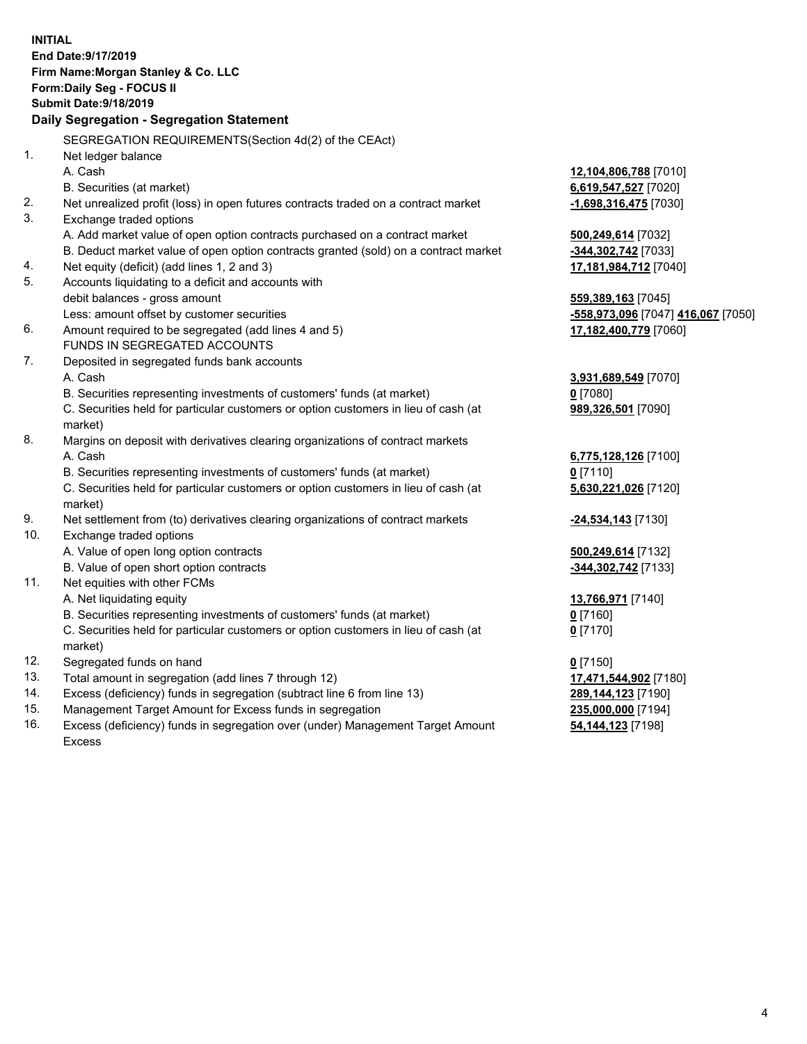**INITIAL**
**End Date:9/17/2019**
**Firm Name:Morgan Stanley & Co. LLC**
**Form:Daily Seg - FOCUS II**
**Submit Date:9/18/2019**

**Daily Segregation - Segregation Statement**

SEGREGATION REQUIREMENTS(Section 4d(2) of the CEAct)

| | | |
|---|---|---|
| 1. | Net ledger balance | |
| | A. Cash | **12,104,806,788** [7010] |
| | B. Securities (at market) | **6,619,547,527** [7020] |
| 2. | Net unrealized profit (loss) in open futures contracts traded on a contract market | **-1,698,316,475** [7030] |
| 3. | Exchange traded options | |
| | A. Add market value of open option contracts purchased on a contract market | **500,249,614** [7032] |
| | B. Deduct market value of open option contracts granted (sold) on a contract market | **-344,302,742** [7033] |
| 4. | Net equity (deficit) (add lines 1, 2 and 3) | **17,181,984,712** [7040] |
| 5. | Accounts liquidating to a deficit and accounts with | |
| | debit balances - gross amount | **559,389,163** [7045] |
| | Less: amount offset by customer securities | **-558,973,096** [7047] **416,067** [7050] |
| 6. | Amount required to be segregated (add lines 4 and 5) | **17,182,400,779** [7060] |
| | FUNDS IN SEGREGATED ACCOUNTS | |
| 7. | Deposited in segregated funds bank accounts | |
| | A. Cash | **3,931,689,549** [7070] |
| | B. Securities representing investments of customers' funds (at market) | **0** [7080] |
| | C. Securities held for particular customers or option customers in lieu of cash (at market) | **989,326,501** [7090] |
| 8. | Margins on deposit with derivatives clearing organizations of contract markets | |
| | A. Cash | **6,775,128,126** [7100] |
| | B. Securities representing investments of customers' funds (at market) | **0** [7110] |
| | C. Securities held for particular customers or option customers in lieu of cash (at market) | **5,630,221,026** [7120] |
| 9. | Net settlement from (to) derivatives clearing organizations of contract markets | **-24,534,143** [7130] |
| 10. | Exchange traded options | |
| | A. Value of open long option contracts | **500,249,614** [7132] |
| | B. Value of open short option contracts | **-344,302,742** [7133] |
| 11. | Net equities with other FCMs | |
| | A. Net liquidating equity | **13,766,971** [7140] |
| | B. Securities representing investments of customers' funds (at market) | **0** [7160] |
| | C. Securities held for particular customers or option customers in lieu of cash (at market) | **0** [7170] |
| 12. | Segregated funds on hand | **0** [7150] |
| 13. | Total amount in segregation (add lines 7 through 12) | **17,471,544,902** [7180] |
| 14. | Excess (deficiency) funds in segregation (subtract line 6 from line 13) | **289,144,123** [7190] |
| 15. | Management Target Amount for Excess funds in segregation | **235,000,000** [7194] |
| 16. | Excess (deficiency) funds in segregation over (under) Management Target Amount Excess | **54,144,123** [7198] |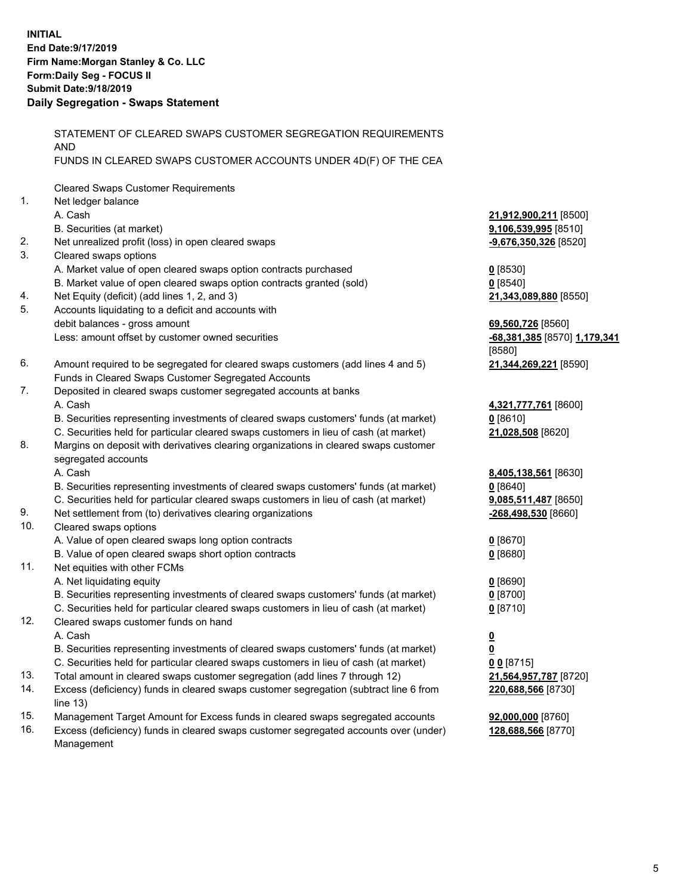**INITIAL**
**End Date:9/17/2019**
**Firm Name:Morgan Stanley & Co. LLC**
**Form:Daily Seg - FOCUS II**
**Submit Date:9/18/2019**
**Daily Segregation - Swaps Statement**

STATEMENT OF CLEARED SWAPS CUSTOMER SEGREGATION REQUIREMENTS AND FUNDS IN CLEARED SWAPS CUSTOMER ACCOUNTS UNDER 4D(F) OF THE CEA

| | | |
|---|---|---|
| | Cleared Swaps Customer Requirements | |
| 1. | Net ledger balance | |
| | A. Cash | **21,912,900,211** [8500] |
| | B. Securities (at market) | **9,106,539,995** [8510] |
| 2. | Net unrealized profit (loss) in open cleared swaps | **-9,676,350,326** [8520] |
| 3. | Cleared swaps options | |
| | A. Market value of open cleared swaps option contracts purchased | **0** [8530] |
| | B. Market value of open cleared swaps option contracts granted (sold) | **0** [8540] |
| 4. | Net Equity (deficit) (add lines 1, 2, and 3) | **21,343,089,880** [8550] |
| 5. | Accounts liquidating to a deficit and accounts with debit balances - gross amount | **69,560,726** [8560] |
| | Less: amount offset by customer owned securities | **-68,381,385** [8570] **1,179,341** [8580] |
| 6. | Amount required to be segregated for cleared swaps customers (add lines 4 and 5) | **21,344,269,221** [8590] |
| | Funds in Cleared Swaps Customer Segregated Accounts | |
| 7. | Deposited in cleared swaps customer segregated accounts at banks | |
| | A. Cash | **4,321,777,761** [8600] |
| | B. Securities representing investments of cleared swaps customers' funds (at market) | **0** [8610] |
| | C. Securities held for particular cleared swaps customers in lieu of cash (at market) | **21,028,508** [8620] |
| 8. | Margins on deposit with derivatives clearing organizations in cleared swaps customer segregated accounts | |
| | A. Cash | **8,405,138,561** [8630] |
| | B. Securities representing investments of cleared swaps customers' funds (at market) | **0** [8640] |
| | C. Securities held for particular cleared swaps customers in lieu of cash (at market) | **9,085,511,487** [8650] |
| 9. | Net settlement from (to) derivatives clearing organizations | **-268,498,530** [8660] |
| 10. | Cleared swaps options | |
| | A. Value of open cleared swaps long option contracts | **0** [8670] |
| | B. Value of open cleared swaps short option contracts | **0** [8680] |
| 11. | Net equities with other FCMs | |
| | A. Net liquidating equity | **0** [8690] |
| | B. Securities representing investments of cleared swaps customers' funds (at market) | **0** [8700] |
| | C. Securities held for particular cleared swaps customers in lieu of cash (at market) | **0** [8710] |
| 12. | Cleared swaps customer funds on hand | |
| | A. Cash | **0** |
| | B. Securities representing investments of cleared swaps customers' funds (at market) | **0** |
| | C. Securities held for particular cleared swaps customers in lieu of cash (at market) | **0** **0** [8715] |
| 13. | Total amount in cleared swaps customer segregation (add lines 7 through 12) | **21,564,957,787** [8720] |
| 14. | Excess (deficiency) funds in cleared swaps customer segregation (subtract line 6 from line 13) | **220,688,566** [8730] |
| 15. | Management Target Amount for Excess funds in cleared swaps segregated accounts | **92,000,000** [8760] |
| 16. | Excess (deficiency) funds in cleared swaps customer segregated accounts over (under) Management | **128,688,566** [8770] |